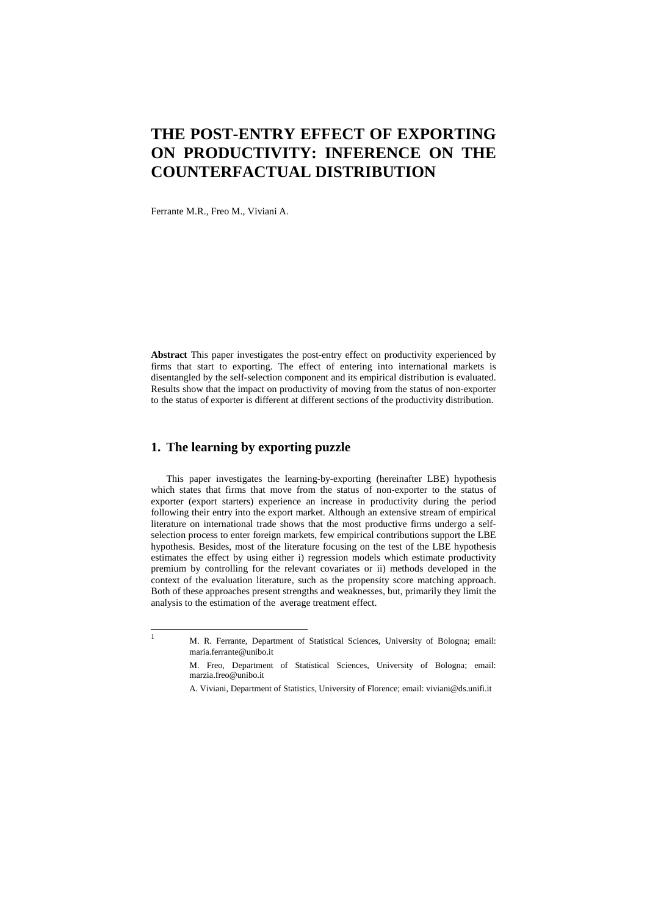# THE POST-ENTRY EFFECT OF EXPORTING ON PRODUCTIVITY: INFERENCE ON THE COUNTERFACTUAL DISTRIBUTION

Ferrante M.R., Freo M., Viviani A.

**Abstract** This paper investigates the post-entry effect on productivity experienced by firms that start to exporting. The effect of entering into international markets is disentangled by the self-selection component and its empirical distribution is evaluated. Results show that the impact on productivity of moving from the status of non-exporter to the status of exporter is different at different sections of the productivity distribution.

## 1. The learning by exporting puzzle

This paper investigates the learning-by-exporting (hereinafter LBE) hypothesis which states that firms that move from the status of non-exporter to the status of exporter (export starters) experience an increase in productivity during the period following their entry into the export market. Although an extensive stream of empirical literature on international trade shows that the most productive firms undergo a self-selection process to enter foreign markets, few empirical contributions support the LBE hypothesis. Besides, most of the literature focusing on the test of the LBE hypothesis estimates the effect by using either i) regression models which estimate productivity premium by controlling for the relevant covariates or ii) methods developed in the context of the evaluation literature, such as the propensity score matching approach. Both of these approaches present strengths and weaknesses, but, primarily they limit the analysis to the estimation of the average treatment effect.

[1] M. R. Ferrante, Department of Statistical Sciences, University of Bologna; email: maria.ferrante@unibo.it

M. Freo, Department of Statistical Sciences, University of Bologna; email: marzia.freo@unibo.it

A. Viviani, Department of Statistics, University of Florence; email: viviani@ds.unifi.it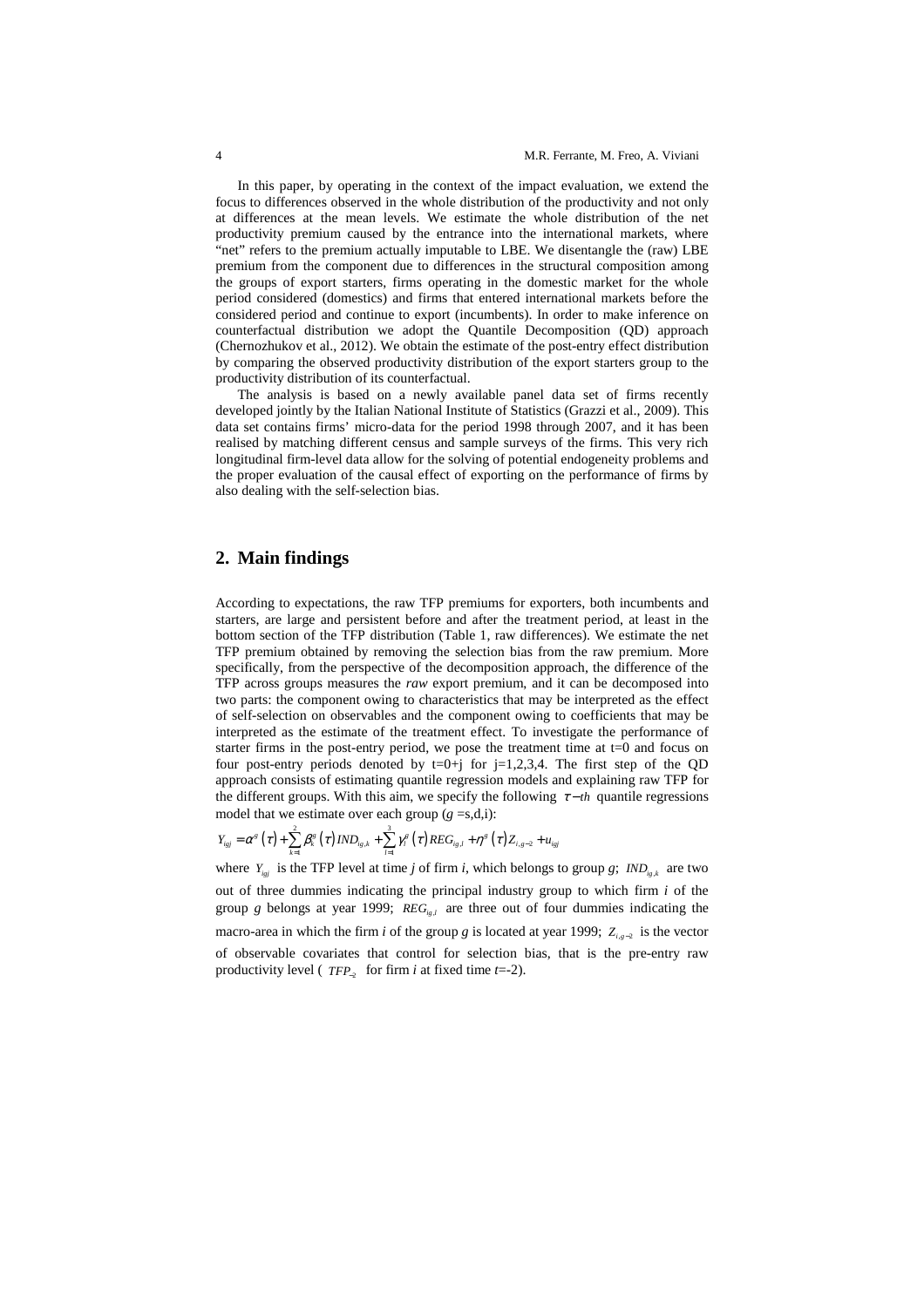In this paper, by operating in the context of the impact evaluation, we extend the focus to differences observed in the whole distribution of the productivity and not only at differences at the mean levels. We estimate the whole distribution of the net productivity premium caused by the entrance into the international markets, where "net" refers to the premium actually imputable to LBE. We disentangle the (raw) LBE premium from the component due to differences in the structural composition among the groups of export starters, firms operating in the domestic market for the whole period considered (domestics) and firms that entered international markets before the considered period and continue to export (incumbents). In order to make inference on counterfactual distribution we adopt the Quantile Decomposition (QD) approach (Chernozhukov et al., 2012). We obtain the estimate of the post-entry effect distribution by comparing the observed productivity distribution of the export starters group to the productivity distribution of its counterfactual.

The analysis is based on a newly available panel data set of firms recently developed jointly by the Italian National Institute of Statistics (Grazzi et al., 2009). This data set contains firms' micro-data for the period 1998 through 2007, and it has been realised by matching different census and sample surveys of the firms. This very rich longitudinal firm-level data allow for the solving of potential endogeneity problems and the proper evaluation of the causal effect of exporting on the performance of firms by also dealing with the self-selection bias.

## 2. Main findings

According to expectations, the raw TFP premiums for exporters, both incumbents and starters, are large and persistent before and after the treatment period, at least in the bottom section of the TFP distribution (Table 1, raw differences). We estimate the net TFP premium obtained by removing the selection bias from the raw premium. More specifically, from the perspective of the decomposition approach, the difference of the TFP across groups measures the *raw* export premium, and it can be decomposed into two parts: the component owing to characteristics that may be interpreted as the effect of self-selection on observables and the component owing to coefficients that may be interpreted as the estimate of the treatment effect. To investigate the performance of starter firms in the post-entry period, we pose the treatment time at t=0 and focus on four post-entry periods denoted by t=0+j for j=1,2,3,4. The first step of the QD approach consists of estimating quantile regression models and explaining raw TFP for the different groups. With this aim, we specify the following $\tau-th$ quantile regressions model that we estimate over each group ($g$ =s,d,i):

$$Y_{igj} = \alpha^{g}(\tau) + \sum_{k=1}^{2} \beta_{k}^{g}(\tau) IND_{ig,k} + \sum_{l=1}^{3} \gamma_{l}^{g}(\tau) REG_{ig,l} + \eta^{g}(\tau) Z_{i,g-2} + u_{igj}$$

where $Y_{igj}$ is the TFP level at time *j* of firm *i*, which belongs to group *g*; $IND_{ig,k}$ are two out of three dummies indicating the principal industry group to which firm *i* of the group *g* belongs at year 1999; $REG_{ig,l}$ are three out of four dummies indicating the macro-area in which the firm *i* of the group *g* is located at year 1999; $Z_{i,g-2}$ is the vector of observable covariates that control for selection bias, that is the pre-entry raw productivity level ( $TFP_{-2}$ for firm *i* at fixed time *t*=-2).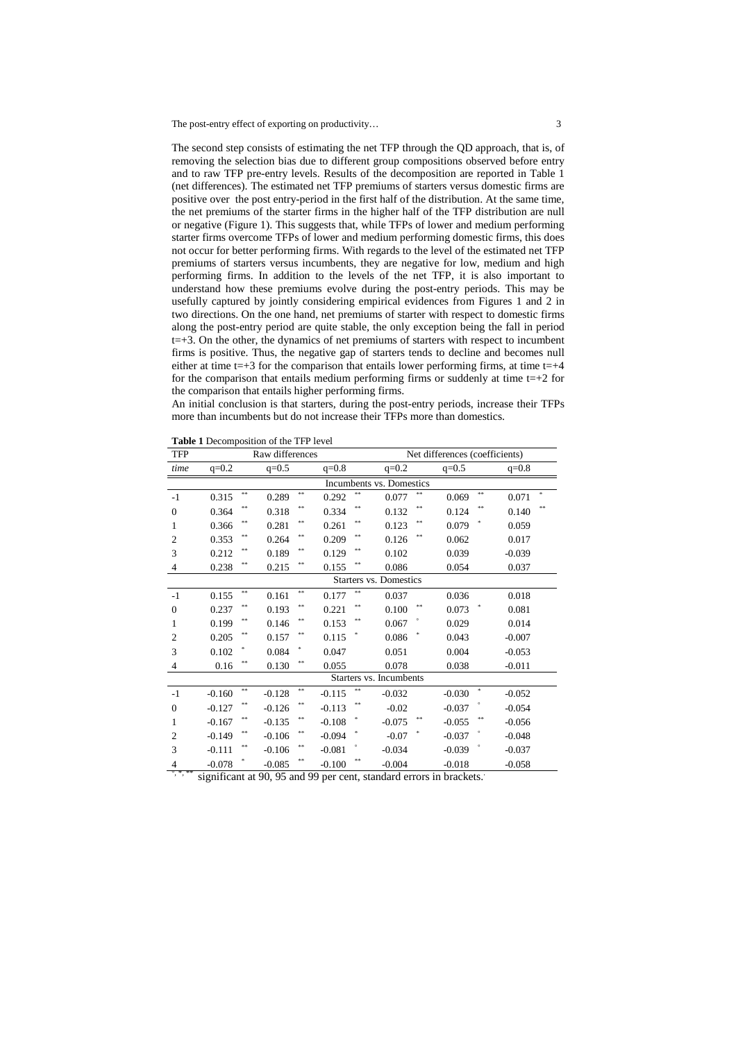The second step consists of estimating the net TFP through the QD approach, that is, of removing the selection bias due to different group compositions observed before entry and to raw TFP pre-entry levels. Results of the decomposition are reported in Table 1 (net differences). The estimated net TFP premiums of starters versus domestic firms are positive over the post entry-period in the first half of the distribution. At the same time, the net premiums of the starter firms in the higher half of the TFP distribution are null or negative (Figure 1). This suggests that, while TFPs of lower and medium performing starter firms overcome TFPs of lower and medium performing domestic firms, this does not occur for better performing firms. With regards to the level of the estimated net TFP premiums of starters versus incumbents, they are negative for low, medium and high performing firms. In addition to the levels of the net TFP, it is also important to understand how these premiums evolve during the post-entry periods. This may be usefully captured by jointly considering empirical evidences from Figures 1 and 2 in two directions. On the one hand, net premiums of starter with respect to domestic firms along the post-entry period are quite stable, the only exception being the fall in period t=+3. On the other, the dynamics of net premiums of starters with respect to incumbent firms is positive. Thus, the negative gap of starters tends to decline and becomes null either at time t=+3 for the comparison that entails lower performing firms, at time t=+4 for the comparison that entails medium performing firms or suddenly at time t=+2 for the comparison that entails higher performing firms.

An initial conclusion is that starters, during the post-entry periods, increase their TFPs more than incumbents but do not increase their TFPs more than domestics.

**Table 1** Decomposition of the TFP level

| TFP | Raw differences | | | Net differences (coefficients) | | |
|---|---|---|---|---|---|---|
| *time* | q=0.2 | q=0.5 | q=0.8 | q=0.2 | q=0.5 | q=0.8 |
| | | | Incumbents vs. Domestics | | | |
| -1 | 0.315 ** | 0.289 ** | 0.292 ** | 0.077 ** | 0.069 ** | 0.071 * |
| 0 | 0.364 ** | 0.318 ** | 0.334 ** | 0.132 ** | 0.124 ** | 0.140 ** |
| 1 | 0.366 ** | 0.281 ** | 0.261 ** | 0.123 ** | 0.079 * | 0.059 |
| 2 | 0.353 ** | 0.264 ** | 0.209 ** | 0.126 ** | 0.062 | 0.017 |
| 3 | 0.212 ** | 0.189 ** | 0.129 ** | 0.102 | 0.039 | -0.039 |
| 4 | 0.238 ** | 0.215 ** | 0.155 ** | 0.086 | 0.054 | 0.037 |
| | | | Starters vs. Domestics | | | |
| -1 | 0.155 ** | 0.161 ** | 0.177 ** | 0.037 | 0.036 | 0.018 |
| 0 | 0.237 ** | 0.193 ** | 0.221 ** | 0.100 ** | 0.073 * | 0.081 |
| 1 | 0.199 ** | 0.146 ** | 0.153 ** | 0.067 ° | 0.029 | 0.014 |
| 2 | 0.205 ** | 0.157 ** | 0.115 * | 0.086 * | 0.043 | -0.007 |
| 3 | 0.102 * | 0.084 * | 0.047 | 0.051 | 0.004 | -0.053 |
| 4 | 0.16 ** | 0.130 ** | 0.055 | 0.078 | 0.038 | -0.011 |
| | | | Starters vs. Incumbents | | | |
| -1 | -0.160 ** | -0.128 ** | -0.115 ** | -0.032 | -0.030 * | -0.052 |
| 0 | -0.127 ** | -0.126 ** | -0.113 ** | -0.02 | -0.037 ° | -0.054 |
| 1 | -0.167 ** | -0.135 ** | -0.108 * | -0.075 ** | -0.055 ** | -0.056 |
| 2 | -0.149 ** | -0.106 ** | -0.094 * | -0.07 * | -0.037 ° | -0.048 |
| 3 | -0.111 ** | -0.106 ** | -0.081 ° | -0.034 | -0.039 ° | -0.037 |
| 4 | -0.078 * | -0.085 ** | -0.100 ** | -0.004 | -0.018 | -0.058 |

°, *, ** significant at 90, 95 and 99 per cent, standard errors in brackets.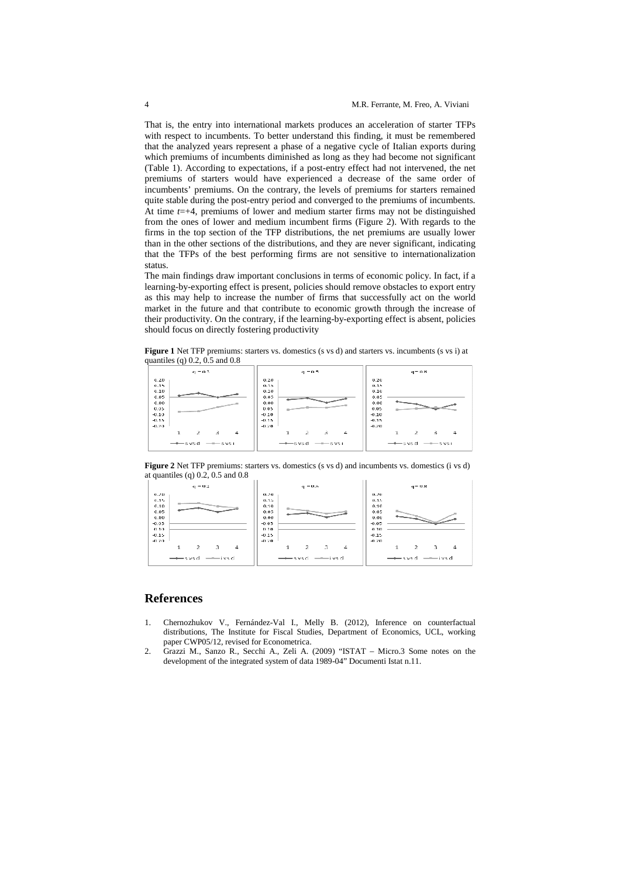That is, the entry into international markets produces an acceleration of starter TFPs with respect to incumbents. To better understand this finding, it must be remembered that the analyzed years represent a phase of a negative cycle of Italian exports during which premiums of incumbents diminished as long as they had become not significant (Table 1). According to expectations, if a post-entry effect had not intervened, the net premiums of starters would have experienced a decrease of the same order of incumbents' premiums. On the contrary, the levels of premiums for starters remained quite stable during the post-entry period and converged to the premiums of incumbents. At time $t$=+4, premiums of lower and medium starter firms may not be distinguished from the ones of lower and medium incumbent firms (Figure 2). With regards to the firms in the top section of the TFP distributions, the net premiums are usually lower than in the other sections of the distributions, and they are never significant, indicating that the TFPs of the best performing firms are not sensitive to internationalization status.

The main findings draw important conclusions in terms of economic policy. In fact, if a learning-by-exporting effect is present, policies should remove obstacles to export entry as this may help to increase the number of firms that successfully act on the world market in the future and that contribute to economic growth through the increase of their productivity. On the contrary, if the learning-by-exporting effect is absent, policies should focus on directly fostering productivity

**Figure 1** Net TFP premiums: starters vs. domestics (s vs d) and starters vs. incumbents (s vs i) at quantiles (q) 0.2, 0.5 and 0.8

q = 0.2
q = 0.5
q = 0.8
s vs d
s vs i

**Figure 2** Net TFP premiums: starters vs. domestics (s vs d) and incumbents vs. domestics (i vs d) at quantiles (q) 0.2, 0.5 and 0.8

q = 0.2
q = 0.5
q = 0.8
s vs d
i vs d

## References

1. Chernozhukov V., Fernández-Val I., Melly B. (2012), Inference on counterfactual distributions, The Institute for Fiscal Studies, Department of Economics, UCL, working paper CWP05/12, revised for Econometrica.
2. Grazzi M., Sanzo R., Secchi A., Zeli A. (2009) "ISTAT – Micro.3 Some notes on the development of the integrated system of data 1989-04" Documenti Istat n.11.